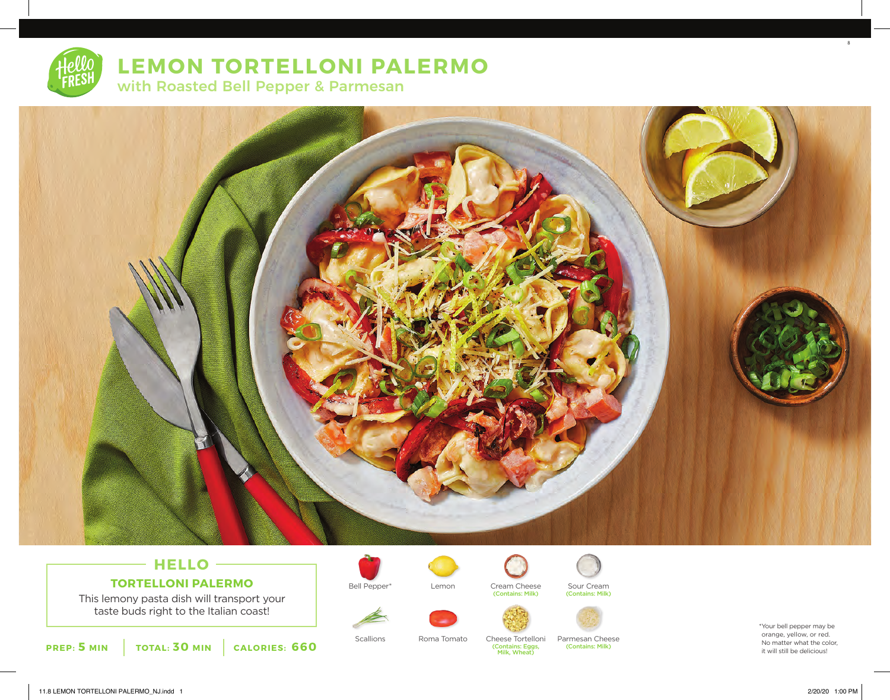# LEMON TORTELLONI PALERMO

## with Roasted Bell Pepper & Parmesan

### HELLO

**TORTELLONI PALERMO**

This lemony pasta dish will transport your taste buds right to the Italian coast!

**PREP: 5 MIN** | **TOTAL: 30 MIN** | **CALORIES: 660**

- Bell Pepper*
- Lemon
- Cream Cheese (Contains: Milk)
- Sour Cream (Contains: Milk)
- Scallions
- Roma Tomato
- Cheese Tortelloni (Contains: Eggs, Milk, Wheat)
- Parmesan Cheese (Contains: Milk)

*Your bell pepper may be orange, yellow, or red. No matter what the color, it will still be delicious!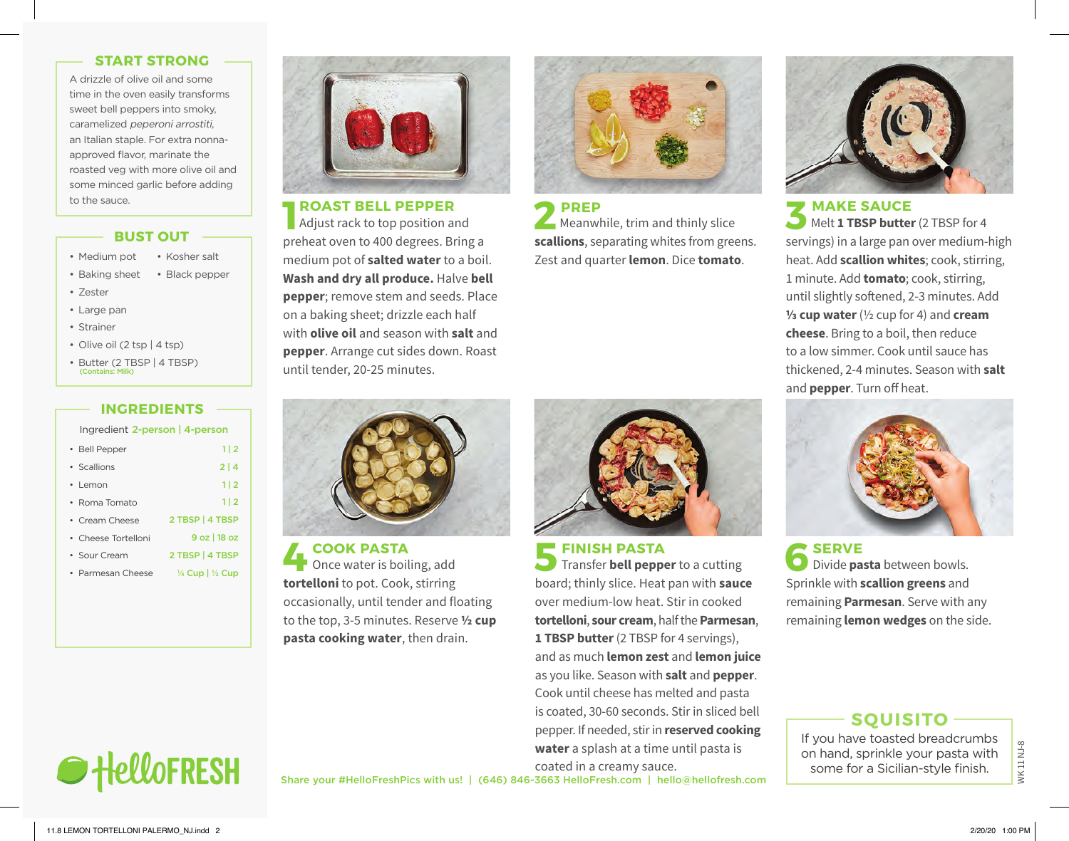## START STRONG

A drizzle of olive oil and some time in the oven easily transforms sweet bell peppers into smoky, caramelized *peperoni arrostiti*, an Italian staple. For extra nonna-approved flavor, marinate the roasted veg with more olive oil and some minced garlic before adding to the sauce.

## BUST OUT

- Medium pot
- Baking sheet
- Zester
- Large pan
- Strainer
- Olive oil (2 tsp | 4 tsp)
- Butter (2 TBSP | 4 TBSP) (Contains: Milk)
- Kosher salt
- Black pepper

## INGREDIENTS

| Ingredient | 2-person \| 4-person |
| --- | --- |
| Bell Pepper | 1 \| 2 |
| Scallions | 2 \| 4 |
| Lemon | 1 \| 2 |
| Roma Tomato | 1 \| 2 |
| Cream Cheese | 2 TBSP \| 4 TBSP |
| Cheese Tortelloni | 9 oz \| 18 oz |
| Sour Cream | 2 TBSP \| 4 TBSP |
| Parmesan Cheese | ¼ Cup \| ½ Cup |

## 1 ROAST BELL PEPPER

Adjust rack to top position and preheat oven to 400 degrees. Bring a medium pot of **salted water** to a boil. **Wash and dry all produce.** Halve **bell pepper**; remove stem and seeds. Place on a baking sheet; drizzle each half with **olive oil** and season with **salt** and **pepper**. Arrange cut sides down. Roast until tender, 20-25 minutes.

## 2 PREP

Meanwhile, trim and thinly slice **scallions**, separating whites from greens. Zest and quarter **lemon**. Dice **tomato**.

## 3 MAKE SAUCE

Melt **1 TBSP butter** (2 TBSP for 4 servings) in a large pan over medium-high heat. Add **scallion whites**; cook, stirring, 1 minute. Add **tomato**; cook, stirring, until slightly softened, 2-3 minutes. Add **⅓ cup water** (½ cup for 4) and **cream cheese**. Bring to a boil, then reduce to a low simmer. Cook until sauce has thickened, 2-4 minutes. Season with **salt** and **pepper**. Turn off heat.

## 4 COOK PASTA

Once water is boiling, add **tortelloni** to pot. Cook, stirring occasionally, until tender and floating to the top, 3-5 minutes. Reserve **½ cup pasta cooking water**, then drain.

## 5 FINISH PASTA

Transfer **bell pepper** to a cutting board; thinly slice. Heat pan with **sauce** over medium-low heat. Stir in cooked **tortelloni**, **sour cream**, half the **Parmesan**, **1 TBSP butter** (2 TBSP for 4 servings), and as much **lemon zest** and **lemon juice** as you like. Season with **salt** and **pepper**. Cook until cheese has melted and pasta is coated, 30-60 seconds. Stir in sliced bell pepper. If needed, stir in **reserved cooking water** a splash at a time until pasta is coated in a creamy sauce.

## 6 SERVE

Divide **pasta** between bowls. Sprinkle with **scallion greens** and remaining **Parmesan**. Serve with any remaining **lemon wedges** on the side.

## SQUISITO

If you have toasted breadcrumbs on hand, sprinkle your pasta with some for a Sicilian-style finish.

HelloFRESH

Share your #HelloFreshPics with us! | (646) 846-3663 HelloFresh.com | hello@hellofresh.com

WK 11 NJ-8